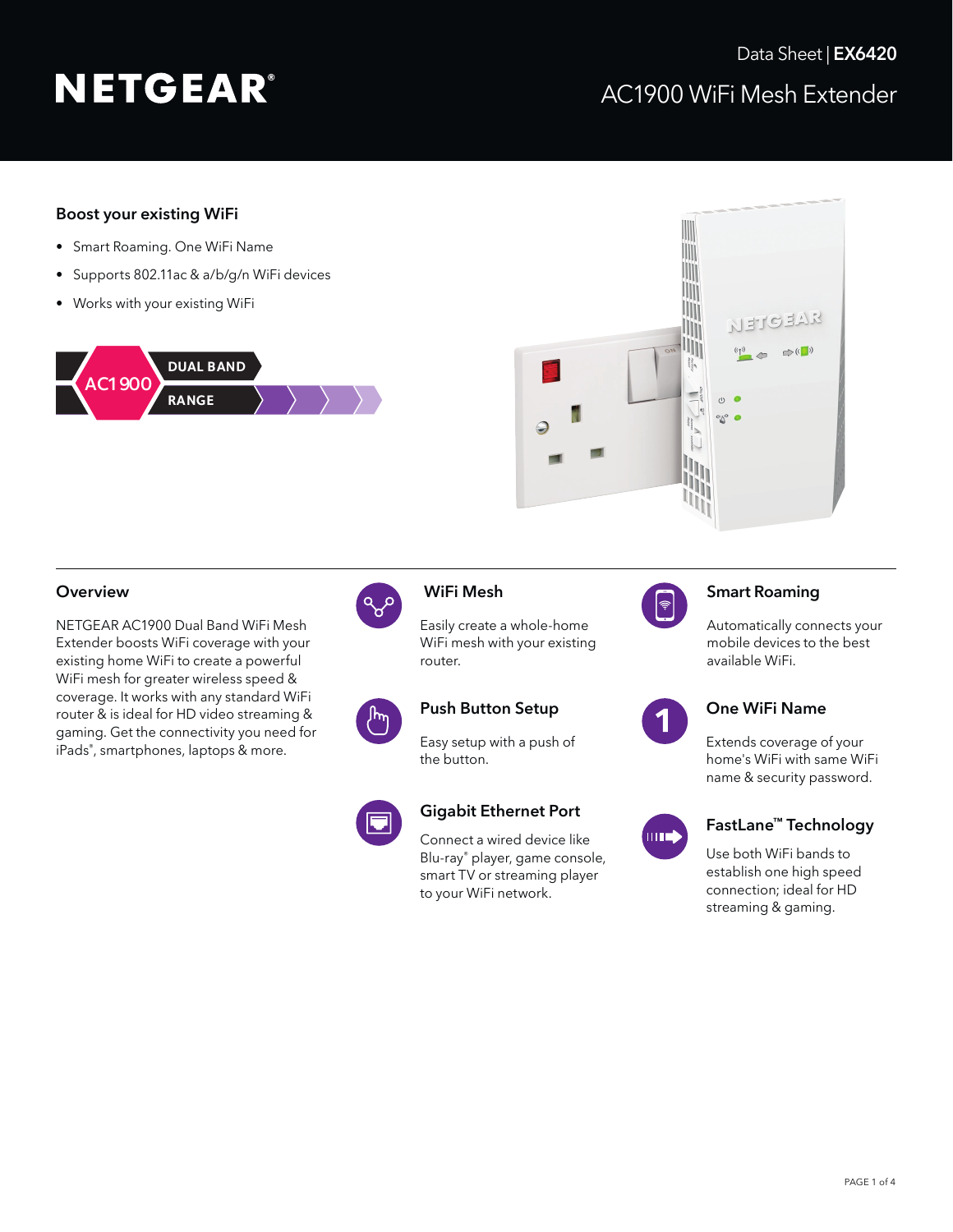NETGEAR®

Data Sheet | **EX6420**

# AC1900 WiFi Mesh Extender

## Boost your existing WiFi

- Smart Roaming. One WiFi Name
- Supports 802.11ac & a/b/g/n WiFi devices
- Works with your existing WiFi

AC1900 DUAL BAND RANGE

## Overview

NETGEAR AC1900 Dual Band WiFi Mesh Extender boosts WiFi coverage with your existing home WiFi to create a powerful WiFi mesh for greater wireless speed & coverage. It works with any standard WiFi router & is ideal for HD video streaming & gaming. Get the connectivity you need for iPads®, smartphones, laptops & more.

### WiFi Mesh

Easily create a whole-home WiFi mesh with your existing router.

### Push Button Setup

Easy setup with a push of the button.

### Gigabit Ethernet Port

Connect a wired device like Blu-ray® player, game console, smart TV or streaming player to your WiFi network.

### Smart Roaming

Automatically connects your mobile devices to the best available WiFi.

### One WiFi Name

Extends coverage of your home's WiFi with same WiFi name & security password.

### FastLane™ Technology

Use both WiFi bands to establish one high speed connection; ideal for HD streaming & gaming.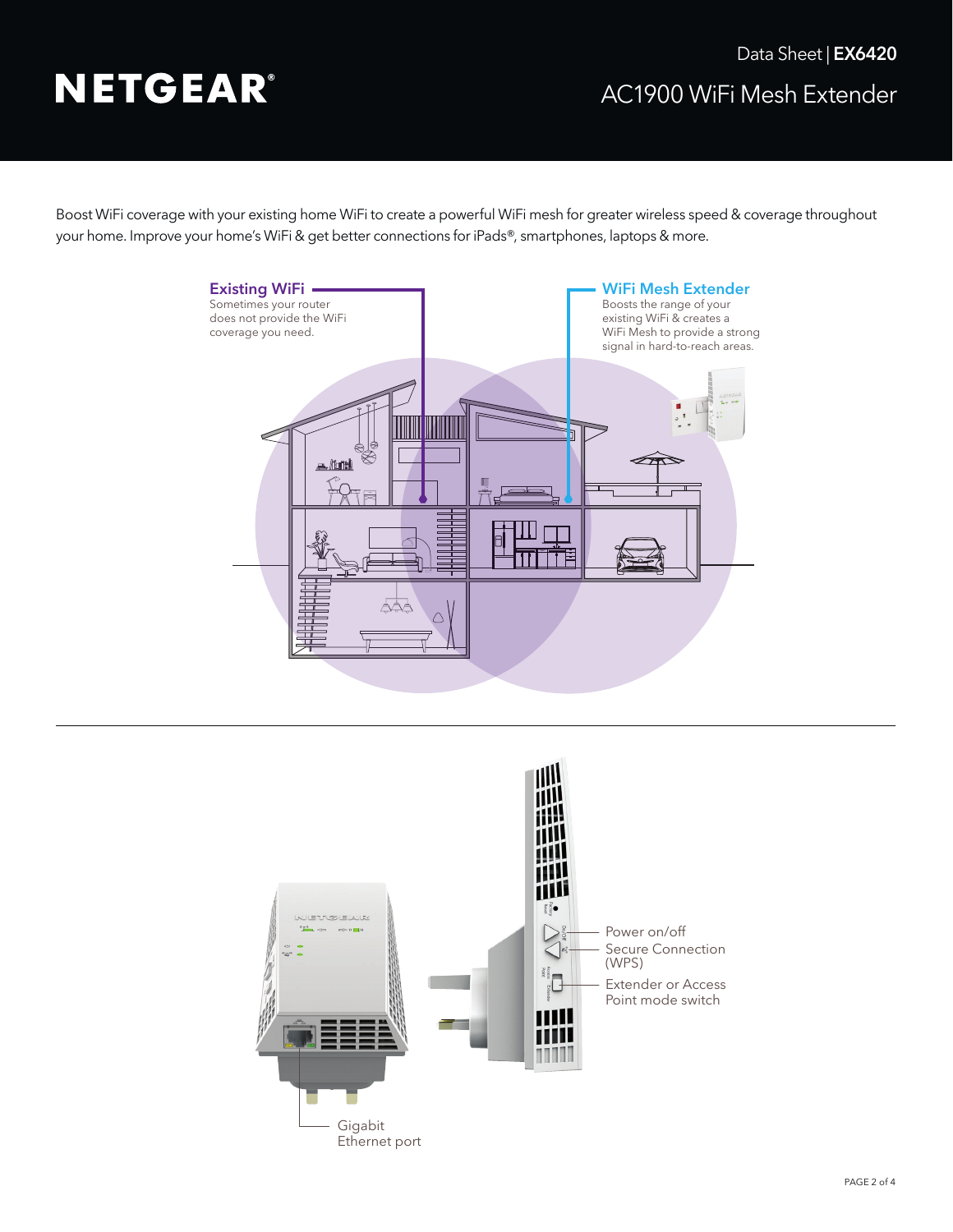Boost WiFi coverage with your existing home WiFi to create a powerful WiFi mesh for greater wireless speed & coverage throughout your home. Improve your home's WiFi & get better connections for iPads®, smartphones, laptops & more.

**Existing WiFi**
Sometimes your router does not provide the WiFi coverage you need.

**WiFi Mesh Extender**
Boosts the range of your existing WiFi & creates a WiFi Mesh to provide a strong signal in hard-to-reach areas.

- Power on/off
- Secure Connection (WPS)
- Extender or Access Point mode switch
- Gigabit Ethernet port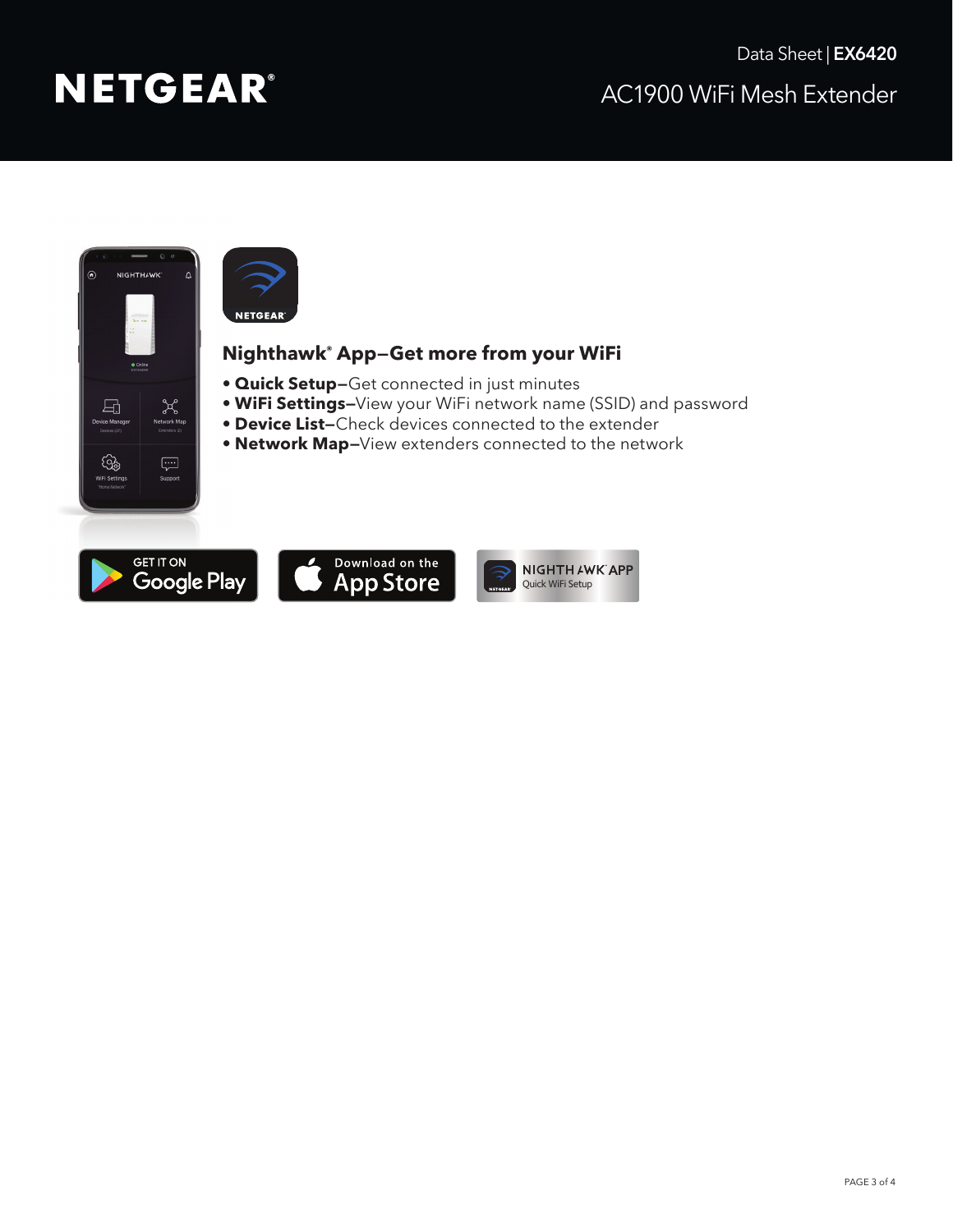## Nighthawk® App–Get more from your WiFi

- **Quick Setup–**Get connected in just minutes
- **WiFi Settings–**View your WiFi network name (SSID) and password
- **Device List–**Check devices connected to the extender
- **Network Map–**View extenders connected to the network

GET IT ON Google Play

Download on the App Store

NIGHTHAWK APP Quick WiFi Setup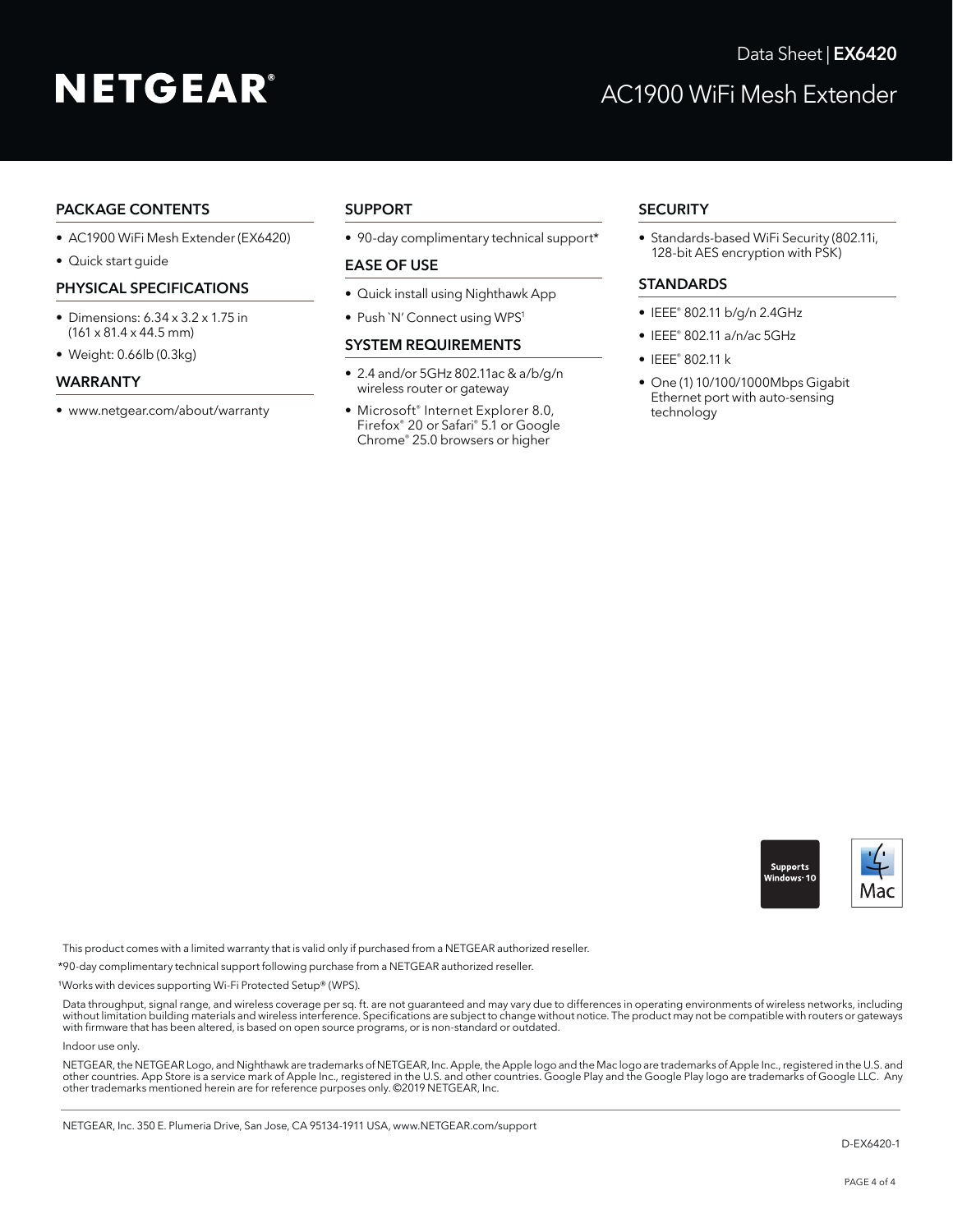**NETGEAR**®

Data Sheet | **EX6420**

# AC1900 WiFi Mesh Extender

## PACKAGE CONTENTS

- AC1900 WiFi Mesh Extender (EX6420)
- Quick start guide

## PHYSICAL SPECIFICATIONS

- Dimensions: 6.34 x 3.2 x 1.75 in (161 x 81.4 x 44.5 mm)
- Weight: 0.66lb (0.3kg)

## WARRANTY

- www.netgear.com/about/warranty

## SUPPORT

- 90-day complimentary technical support*

## EASE OF USE

- Quick install using Nighthawk App
- Push `N' Connect using WPS[1]

## SYSTEM REQUIREMENTS

- 2.4 and/or 5GHz 802.11ac & a/b/g/n wireless router or gateway
- Microsoft® Internet Explorer 8.0, Firefox® 20 or Safari® 5.1 or Google Chrome® 25.0 browsers or higher

## SECURITY

- Standards-based WiFi Security (802.11i, 128-bit AES encryption with PSK)

## STANDARDS

- IEEE® 802.11 b/g/n 2.4GHz
- IEEE® 802.11 a/n/ac 5GHz
- IEEE® 802.11 k
- One (1) 10/100/1000Mbps Gigabit Ethernet port with auto-sensing technology

Supports Windows 10

Mac

This product comes with a limited warranty that is valid only if purchased from a NETGEAR authorized reseller.

*90-day complimentary technical support following purchase from a NETGEAR authorized reseller.

[1]Works with devices supporting Wi-Fi Protected Setup® (WPS).

Data throughput, signal range, and wireless coverage per sq. ft. are not guaranteed and may vary due to differences in operating environments of wireless networks, including without limitation building materials and wireless interference. Specifications are subject to change without notice. The product may not be compatible with routers or gateways with firmware that has been altered, is based on open source programs, or is non-standard or outdated.

Indoor use only.

NETGEAR, the NETGEAR Logo, and Nighthawk are trademarks of NETGEAR, Inc. Apple, the Apple logo and the Mac logo are trademarks of Apple Inc., registered in the U.S. and other countries. App Store is a service mark of Apple Inc., registered in the U.S. and other countries. Google Play and the Google Play logo are trademarks of Google LLC. Any other trademarks mentioned herein are for reference purposes only. ©2019 NETGEAR, Inc.

NETGEAR, Inc. 350 E. Plumeria Drive, San Jose, CA 95134-1911 USA, www.NETGEAR.com/support

D-EX6420-1